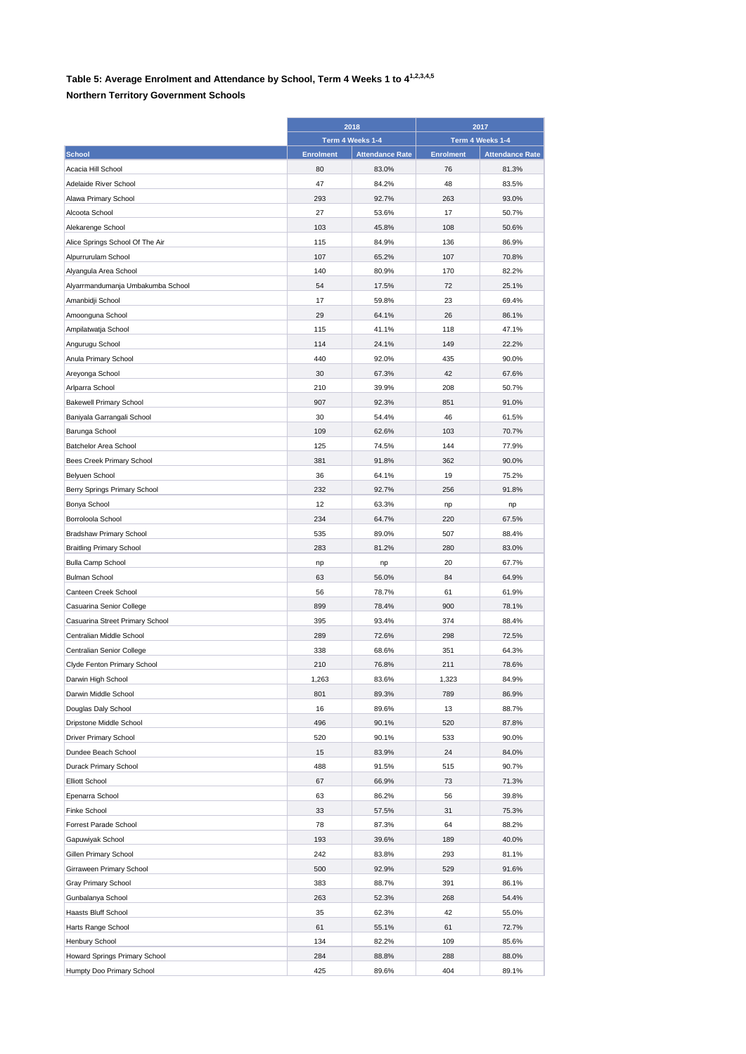### Table 5: Average Enrolment and Attendance by School, Term 4 Weeks 1 to 4[1,2,3,4,5]

**Northern Territory Government Schools**

| | 2018 | | 2017 | |
|---|---|---|---|---|
| | Term 4 Weeks 1-4 | | Term 4 Weeks 1-4 | |
| School | Enrolment | Attendance Rate | Enrolment | Attendance Rate |
| Acacia Hill School | 80 | 83.0% | 76 | 81.3% |
| Adelaide River School | 47 | 84.2% | 48 | 83.5% |
| Alawa Primary School | 293 | 92.7% | 263 | 93.0% |
| Alcoota School | 27 | 53.6% | 17 | 50.7% |
| Alekarenge School | 103 | 45.8% | 108 | 50.6% |
| Alice Springs School Of The Air | 115 | 84.9% | 136 | 86.9% |
| Alpurrurulam School | 107 | 65.2% | 107 | 70.8% |
| Alyangula Area School | 140 | 80.9% | 170 | 82.2% |
| Alyarrmandumanja Umbakumba School | 54 | 17.5% | 72 | 25.1% |
| Amanbidji School | 17 | 59.8% | 23 | 69.4% |
| Amoonguna School | 29 | 64.1% | 26 | 86.1% |
| Ampilatwatja School | 115 | 41.1% | 118 | 47.1% |
| Angurugu School | 114 | 24.1% | 149 | 22.2% |
| Anula Primary School | 440 | 92.0% | 435 | 90.0% |
| Areyonga School | 30 | 67.3% | 42 | 67.6% |
| Arlparra School | 210 | 39.9% | 208 | 50.7% |
| Bakewell Primary School | 907 | 92.3% | 851 | 91.0% |
| Baniyala Garrangali School | 30 | 54.4% | 46 | 61.5% |
| Barunga School | 109 | 62.6% | 103 | 70.7% |
| Batchelor Area School | 125 | 74.5% | 144 | 77.9% |
| Bees Creek Primary School | 381 | 91.8% | 362 | 90.0% |
| Belyuen School | 36 | 64.1% | 19 | 75.2% |
| Berry Springs Primary School | 232 | 92.7% | 256 | 91.8% |
| Bonya School | 12 | 63.3% | np | np |
| Borroloola School | 234 | 64.7% | 220 | 67.5% |
| Bradshaw Primary School | 535 | 89.0% | 507 | 88.4% |
| Braitling Primary School | 283 | 81.2% | 280 | 83.0% |
| Bulla Camp School | np | np | 20 | 67.7% |
| Bulman School | 63 | 56.0% | 84 | 64.9% |
| Canteen Creek School | 56 | 78.7% | 61 | 61.9% |
| Casuarina Senior College | 899 | 78.4% | 900 | 78.1% |
| Casuarina Street Primary School | 395 | 93.4% | 374 | 88.4% |
| Centralian Middle School | 289 | 72.6% | 298 | 72.5% |
| Centralian Senior College | 338 | 68.6% | 351 | 64.3% |
| Clyde Fenton Primary School | 210 | 76.8% | 211 | 78.6% |
| Darwin High School | 1,263 | 83.6% | 1,323 | 84.9% |
| Darwin Middle School | 801 | 89.3% | 789 | 86.9% |
| Douglas Daly School | 16 | 89.6% | 13 | 88.7% |
| Dripstone Middle School | 496 | 90.1% | 520 | 87.8% |
| Driver Primary School | 520 | 90.1% | 533 | 90.0% |
| Dundee Beach School | 15 | 83.9% | 24 | 84.0% |
| Durack Primary School | 488 | 91.5% | 515 | 90.7% |
| Elliott School | 67 | 66.9% | 73 | 71.3% |
| Epenarra School | 63 | 86.2% | 56 | 39.8% |
| Finke School | 33 | 57.5% | 31 | 75.3% |
| Forrest Parade School | 78 | 87.3% | 64 | 88.2% |
| Gapuwiyak School | 193 | 39.6% | 189 | 40.0% |
| Gillen Primary School | 242 | 83.8% | 293 | 81.1% |
| Girraween Primary School | 500 | 92.9% | 529 | 91.6% |
| Gray Primary School | 383 | 88.7% | 391 | 86.1% |
| Gunbalanya School | 263 | 52.3% | 268 | 54.4% |
| Haasts Bluff School | 35 | 62.3% | 42 | 55.0% |
| Harts Range School | 61 | 55.1% | 61 | 72.7% |
| Henbury School | 134 | 82.2% | 109 | 85.6% |
| Howard Springs Primary School | 284 | 88.8% | 288 | 88.0% |
| Humpty Doo Primary School | 425 | 89.6% | 404 | 89.1% |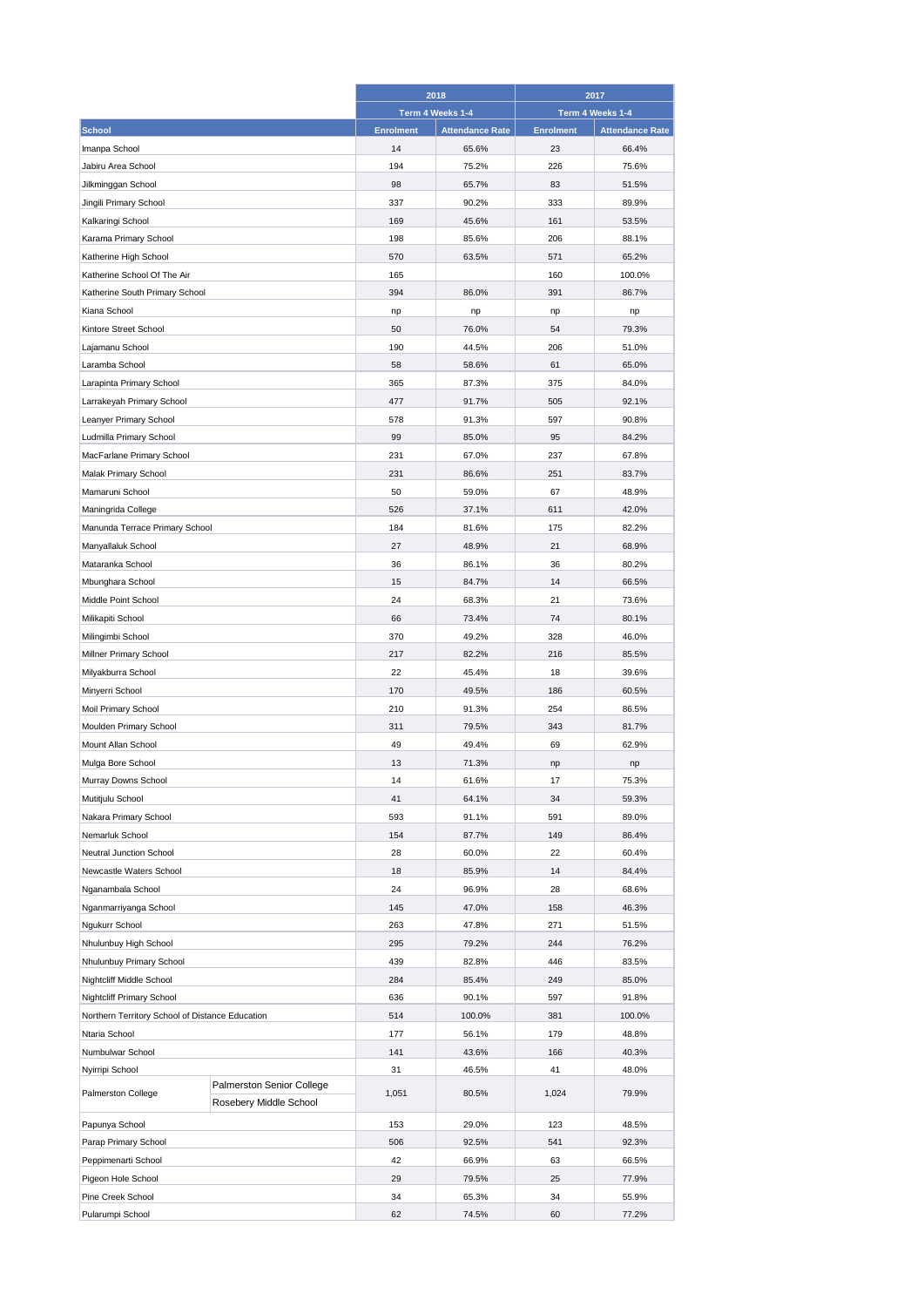| School | | 2018 | | 2017 | |
|---|---|---|---|---|---|
| | | Term 4 Weeks 1-4 | | Term 4 Weeks 1-4 | |
| | | Enrolment | Attendance Rate | Enrolment | Attendance Rate |
| Imanpa School | | 14 | 65.6% | 23 | 66.4% |
| Jabiru Area School | | 194 | 75.2% | 226 | 75.6% |
| Jilkminggan School | | 98 | 65.7% | 83 | 51.5% |
| Jingili Primary School | | 337 | 90.2% | 333 | 89.9% |
| Kalkaringi School | | 169 | 45.6% | 161 | 53.5% |
| Karama Primary School | | 198 | 85.6% | 206 | 88.1% |
| Katherine High School | | 570 | 63.5% | 571 | 65.2% |
| Katherine School Of The Air | | 165 | | 160 | 100.0% |
| Katherine South Primary School | | 394 | 86.0% | 391 | 86.7% |
| Kiana School | | np | np | np | np |
| Kintore Street School | | 50 | 76.0% | 54 | 79.3% |
| Lajamanu School | | 190 | 44.5% | 206 | 51.0% |
| Laramba School | | 58 | 58.6% | 61 | 65.0% |
| Larapinta Primary School | | 365 | 87.3% | 375 | 84.0% |
| Larrakeyah Primary School | | 477 | 91.7% | 505 | 92.1% |
| Leanyer Primary School | | 578 | 91.3% | 597 | 90.8% |
| Ludmilla Primary School | | 99 | 85.0% | 95 | 84.2% |
| MacFarlane Primary School | | 231 | 67.0% | 237 | 67.8% |
| Malak Primary School | | 231 | 86.6% | 251 | 83.7% |
| Mamaruni School | | 50 | 59.0% | 67 | 48.9% |
| Maningrida College | | 526 | 37.1% | 611 | 42.0% |
| Manunda Terrace Primary School | | 184 | 81.6% | 175 | 82.2% |
| Manyallaluk School | | 27 | 48.9% | 21 | 68.9% |
| Mataranka School | | 36 | 86.1% | 36 | 80.2% |
| Mbunghara School | | 15 | 84.7% | 14 | 66.5% |
| Middle Point School | | 24 | 68.3% | 21 | 73.6% |
| Milikapiti School | | 66 | 73.4% | 74 | 80.1% |
| Milingimbi School | | 370 | 49.2% | 328 | 46.0% |
| Millner Primary School | | 217 | 82.2% | 216 | 85.5% |
| Milyakburra School | | 22 | 45.4% | 18 | 39.6% |
| Minyerri School | | 170 | 49.5% | 186 | 60.5% |
| Moil Primary School | | 210 | 91.3% | 254 | 86.5% |
| Moulden Primary School | | 311 | 79.5% | 343 | 81.7% |
| Mount Allan School | | 49 | 49.4% | 69 | 62.9% |
| Mulga Bore School | | 13 | 71.3% | np | np |
| Murray Downs School | | 14 | 61.6% | 17 | 75.3% |
| Mutitjulu School | | 41 | 64.1% | 34 | 59.3% |
| Nakara Primary School | | 593 | 91.1% | 591 | 89.0% |
| Nemarluk School | | 154 | 87.7% | 149 | 86.4% |
| Neutral Junction School | | 28 | 60.0% | 22 | 60.4% |
| Newcastle Waters School | | 18 | 85.9% | 14 | 84.4% |
| Nganambala School | | 24 | 96.9% | 28 | 68.6% |
| Nganmarriyanga School | | 145 | 47.0% | 158 | 46.3% |
| Ngukurr School | | 263 | 47.8% | 271 | 51.5% |
| Nhulunbuy High School | | 295 | 79.2% | 244 | 76.2% |
| Nhulunbuy Primary School | | 439 | 82.8% | 446 | 83.5% |
| Nightcliff Middle School | | 284 | 85.4% | 249 | 85.0% |
| Nightcliff Primary School | | 636 | 90.1% | 597 | 91.8% |
| Northern Territory School of Distance Education | | 514 | 100.0% | 381 | 100.0% |
| Ntaria School | | 177 | 56.1% | 179 | 48.8% |
| Numbulwar School | | 141 | 43.6% | 166 | 40.3% |
| Nyirripi School | | 31 | 46.5% | 41 | 48.0% |
| Palmerston College | Palmerston Senior College<br>Rosebery Middle School | 1,051 | 80.5% | 1,024 | 79.9% |
| Papunya School | | 153 | 29.0% | 123 | 48.5% |
| Parap Primary School | | 506 | 92.5% | 541 | 92.3% |
| Peppimenarti School | | 42 | 66.9% | 63 | 66.5% |
| Pigeon Hole School | | 29 | 79.5% | 25 | 77.9% |
| Pine Creek School | | 34 | 65.3% | 34 | 55.9% |
| Pularumpi School | | 62 | 74.5% | 60 | 77.2% |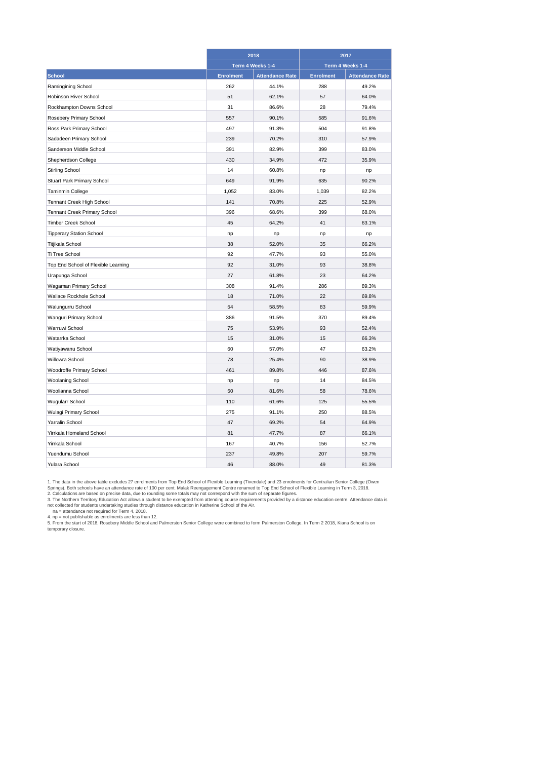| | 2018 | | 2017 | |
|---|---|---|---|---|
| | Term 4 Weeks 1-4 | | Term 4 Weeks 1-4 | |
| School | Enrolment | Attendance Rate | Enrolment | Attendance Rate |
| Ramingining School | 262 | 44.1% | 288 | 49.2% |
| Robinson River School | 51 | 62.1% | 57 | 64.0% |
| Rockhampton Downs School | 31 | 86.6% | 28 | 79.4% |
| Rosebery Primary School | 557 | 90.1% | 585 | 91.6% |
| Ross Park Primary School | 497 | 91.3% | 504 | 91.8% |
| Sadadeen Primary School | 239 | 70.2% | 310 | 57.9% |
| Sanderson Middle School | 391 | 82.9% | 399 | 83.0% |
| Shepherdson College | 430 | 34.9% | 472 | 35.9% |
| Stirling School | 14 | 60.8% | np | np |
| Stuart Park Primary School | 649 | 91.9% | 635 | 90.2% |
| Taminmin College | 1,052 | 83.0% | 1,039 | 82.2% |
| Tennant Creek High School | 141 | 70.8% | 225 | 52.9% |
| Tennant Creek Primary School | 396 | 68.6% | 399 | 68.0% |
| Timber Creek School | 45 | 64.2% | 41 | 63.1% |
| Tipperary Station School | np | np | np | np |
| Titjikala School | 38 | 52.0% | 35 | 66.2% |
| Ti Tree School | 92 | 47.7% | 93 | 55.0% |
| Top End School of Flexible Learning | 92 | 31.0% | 93 | 38.8% |
| Urapunga School | 27 | 61.8% | 23 | 64.2% |
| Wagaman Primary School | 308 | 91.4% | 286 | 89.3% |
| Wallace Rockhole School | 18 | 71.0% | 22 | 69.8% |
| Walungurru School | 54 | 58.5% | 83 | 59.9% |
| Wanguri Primary School | 386 | 91.5% | 370 | 89.4% |
| Warruwi School | 75 | 53.9% | 93 | 52.4% |
| Watarrka School | 15 | 31.0% | 15 | 66.3% |
| Watiyawanu School | 60 | 57.0% | 47 | 63.2% |
| Willowra School | 78 | 25.4% | 90 | 38.9% |
| Woodroffe Primary School | 461 | 89.8% | 446 | 87.6% |
| Woolaning School | np | np | 14 | 84.5% |
| Woolianna School | 50 | 81.6% | 58 | 78.6% |
| Wugularr School | 110 | 61.6% | 125 | 55.5% |
| Wulagi Primary School | 275 | 91.1% | 250 | 88.5% |
| Yarralin School | 47 | 69.2% | 54 | 64.9% |
| Yirrkala Homeland School | 81 | 47.7% | 87 | 66.1% |
| Yirrkala School | 167 | 40.7% | 156 | 52.7% |
| Yuendumu School | 237 | 49.8% | 207 | 59.7% |
| Yulara School | 46 | 88.0% | 49 | 81.3% |

1. The data in the above table excludes 27 enrolments from Top End School of Flexible Learning (Tivendale) and 23 enrolments for Centralian Senior College (Owen Springs). Both schools have an attendance rate of 100 per cent. Malak Reengagement Centre renamed to Top End School of Flexible Learning in Term 3, 2018.
2. Calculations are based on precise data, due to rounding some totals may not correspond with the sum of separate figures.
3. The Northern Territory Education Act allows a student to be exempted from attending course requirements provided by a distance education centre. Attendance data is not collected for students undertaking studies through distance education in Katherine School of the Air.
na = attendance not required for Term 4, 2018.
4. np = not publishable as enrolments are less than 12.
5. From the start of 2018, Rosebery Middle School and Palmerston Senior College were combined to form Palmerston College. In Term 2 2018, Kiana School is on temporary closure.